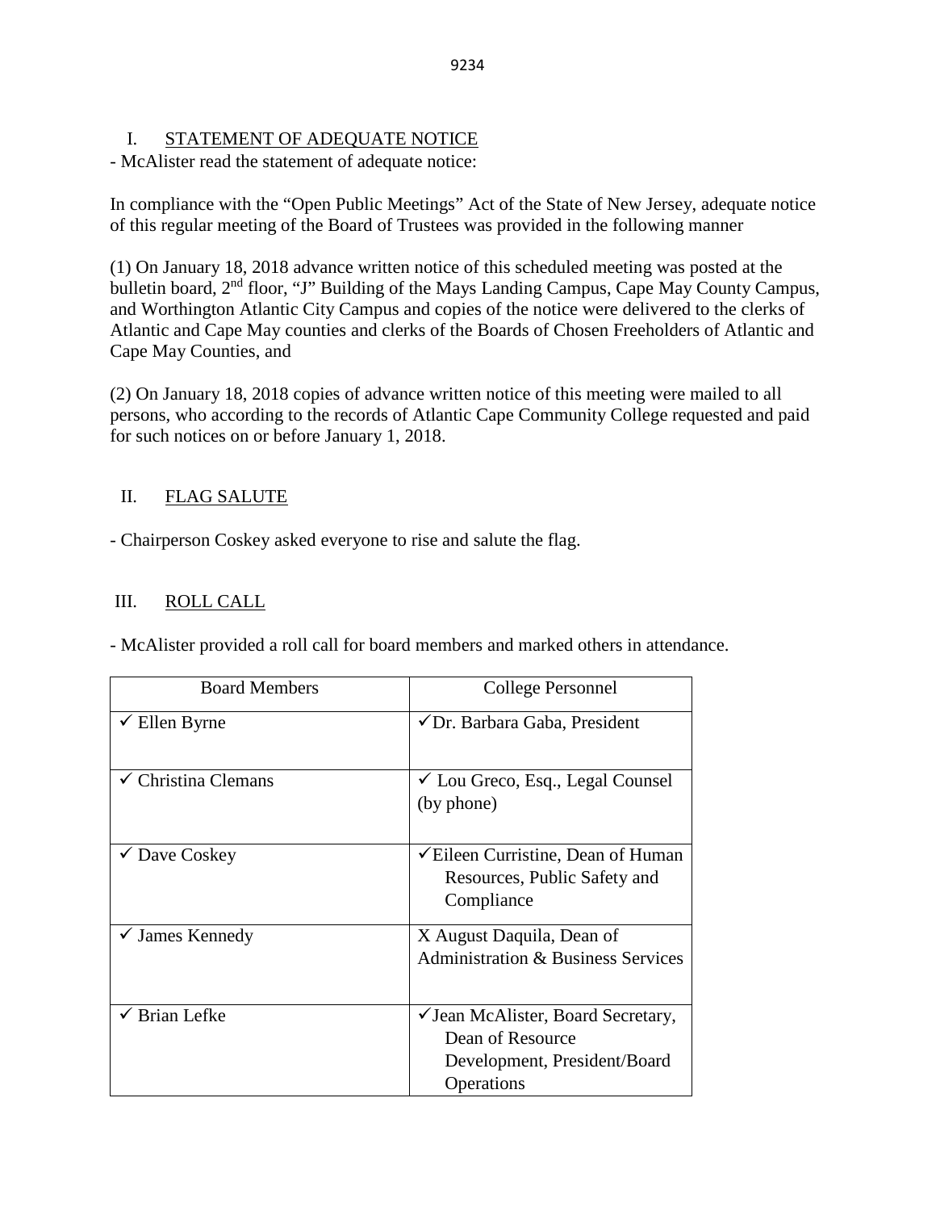## I. STATEMENT OF ADEQUATE NOTICE

- McAlister read the statement of adequate notice:

In compliance with the "Open Public Meetings" Act of the State of New Jersey, adequate notice of this regular meeting of the Board of Trustees was provided in the following manner

(1) On January 18, 2018 advance written notice of this scheduled meeting was posted at the bulletin board, 2nd floor, "J" Building of the Mays Landing Campus, Cape May County Campus, and Worthington Atlantic City Campus and copies of the notice were delivered to the clerks of Atlantic and Cape May counties and clerks of the Boards of Chosen Freeholders of Atlantic and Cape May Counties, and

(2) On January 18, 2018 copies of advance written notice of this meeting were mailed to all persons, who according to the records of Atlantic Cape Community College requested and paid for such notices on or before January 1, 2018.

## II. FLAG SALUTE

- Chairperson Coskey asked everyone to rise and salute the flag.

## III. ROLL CALL

- McAlister provided a roll call for board members and marked others in attendance.

| Board Members | College Personnel |
|---|---|
| ✓ Ellen Byrne | ✓Dr. Barbara Gaba, President |
| ✓ Christina Clemans | ✓ Lou Greco, Esq., Legal Counsel (by phone) |
| ✓ Dave Coskey | ✓Eileen Curristine, Dean of Human Resources, Public Safety and Compliance |
| ✓ James Kennedy | X August Daquila, Dean of Administration & Business Services |
| ✓ Brian Lefke | ✓Jean McAlister, Board Secretary, Dean of Resource Development, President/Board Operations |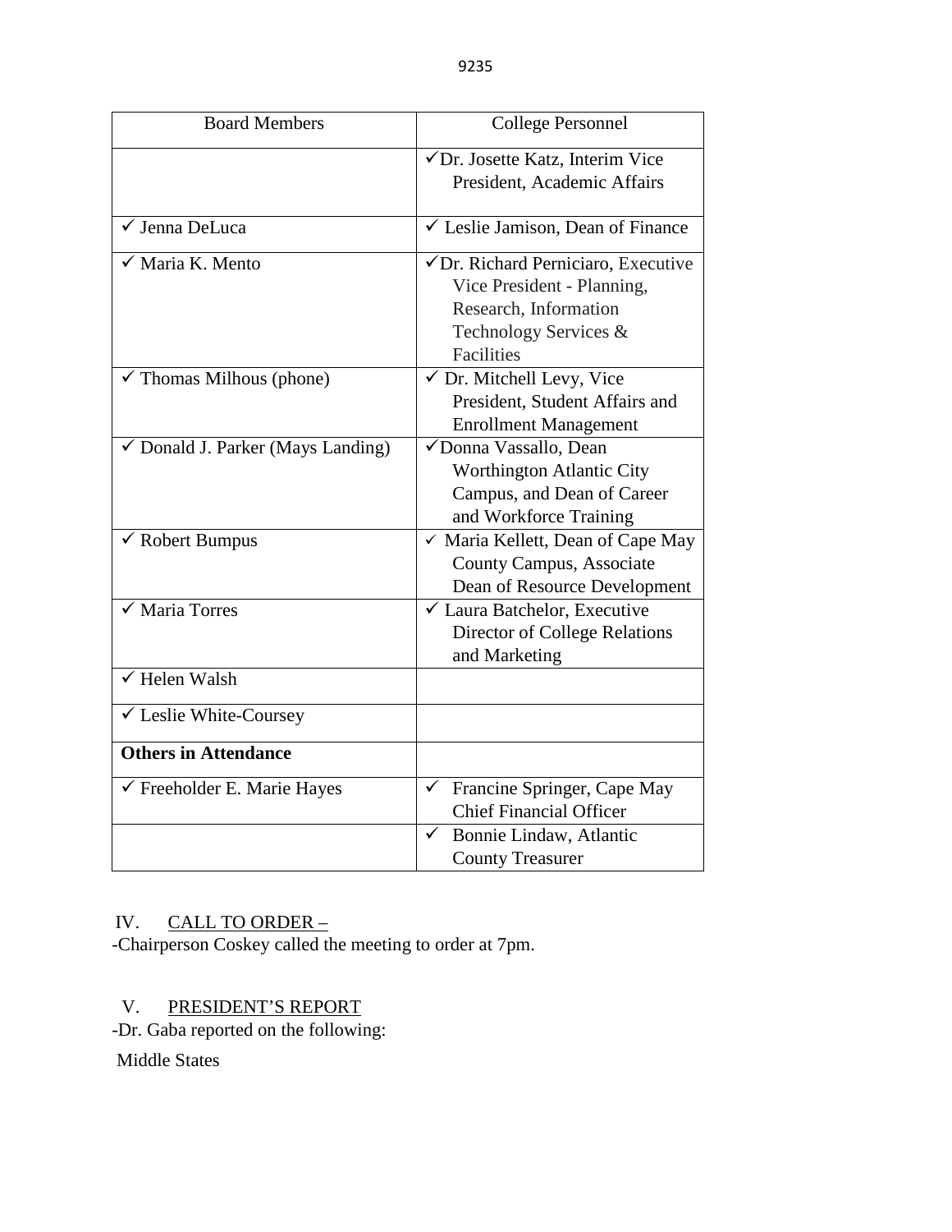| Board Members | College Personnel |
|---|---|
| | ✓Dr. Josette Katz, Interim Vice President, Academic Affairs |
| ✓ Jenna DeLuca | ✓ Leslie Jamison, Dean of Finance |
| ✓ Maria K. Mento | ✓Dr. Richard Perniciaro, Executive Vice President - Planning, Research, Information Technology Services & Facilities |
| ✓ Thomas Milhous (phone) | ✓ Dr. Mitchell Levy, Vice President, Student Affairs and Enrollment Management |
| ✓ Donald J. Parker (Mays Landing) | ✓Donna Vassallo, Dean Worthington Atlantic City Campus, and Dean of Career and Workforce Training |
| ✓ Robert Bumpus | ✓ Maria Kellett, Dean of Cape May County Campus, Associate Dean of Resource Development |
| ✓ Maria Torres | ✓ Laura Batchelor, Executive Director of College Relations and Marketing |
| ✓ Helen Walsh | |
| ✓ Leslie White-Coursey | |
| **Others in Attendance** | |
| ✓ Freeholder E. Marie Hayes | ✓ Francine Springer, Cape May Chief Financial Officer |
| | ✓ Bonnie Lindaw, Atlantic County Treasurer |

IV. CALL TO ORDER –

-Chairperson Coskey called the meeting to order at 7pm.

V. PRESIDENT'S REPORT

-Dr. Gaba reported on the following:

Middle States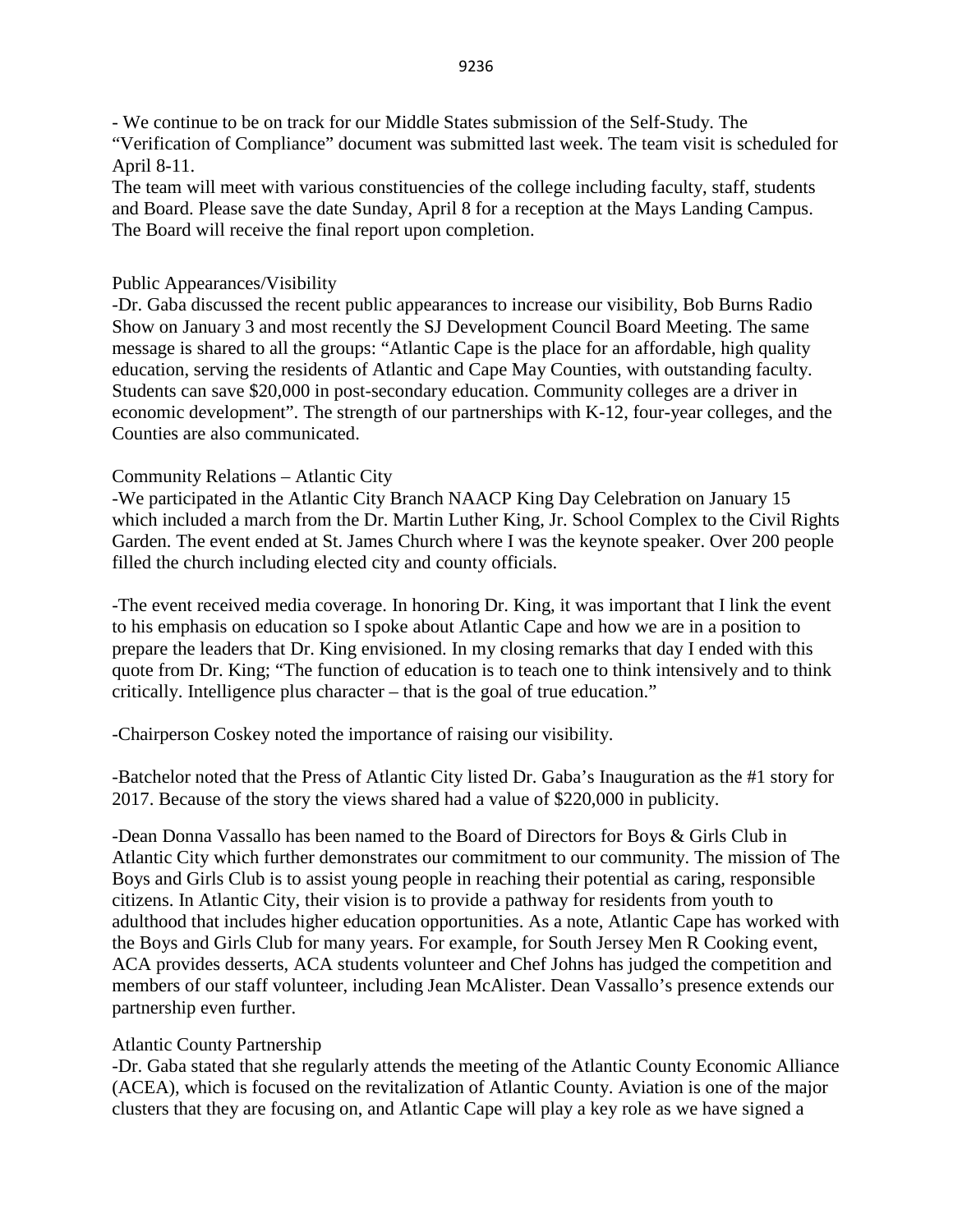- We continue to be on track for our Middle States submission of the Self-Study. The "Verification of Compliance" document was submitted last week. The team visit is scheduled for April 8-11.
The team will meet with various constituencies of the college including faculty, staff, students and Board. Please save the date Sunday, April 8 for a reception at the Mays Landing Campus. The Board will receive the final report upon completion.

Public Appearances/Visibility
-Dr. Gaba discussed the recent public appearances to increase our visibility, Bob Burns Radio Show on January 3 and most recently the SJ Development Council Board Meeting. The same message is shared to all the groups: "Atlantic Cape is the place for an affordable, high quality education, serving the residents of Atlantic and Cape May Counties, with outstanding faculty. Students can save $20,000 in post-secondary education. Community colleges are a driver in economic development". The strength of our partnerships with K-12, four-year colleges, and the Counties are also communicated.

Community Relations – Atlantic City
-We participated in the Atlantic City Branch NAACP King Day Celebration on January 15 which included a march from the Dr. Martin Luther King, Jr. School Complex to the Civil Rights Garden. The event ended at St. James Church where I was the keynote speaker. Over 200 people filled the church including elected city and county officials.

-The event received media coverage. In honoring Dr. King, it was important that I link the event to his emphasis on education so I spoke about Atlantic Cape and how we are in a position to prepare the leaders that Dr. King envisioned. In my closing remarks that day I ended with this quote from Dr. King; "The function of education is to teach one to think intensively and to think critically. Intelligence plus character – that is the goal of true education."

-Chairperson Coskey noted the importance of raising our visibility.

-Batchelor noted that the Press of Atlantic City listed Dr. Gaba's Inauguration as the #1 story for 2017. Because of the story the views shared had a value of $220,000 in publicity.

-Dean Donna Vassallo has been named to the Board of Directors for Boys & Girls Club in Atlantic City which further demonstrates our commitment to our community. The mission of The Boys and Girls Club is to assist young people in reaching their potential as caring, responsible citizens. In Atlantic City, their vision is to provide a pathway for residents from youth to adulthood that includes higher education opportunities. As a note, Atlantic Cape has worked with the Boys and Girls Club for many years. For example, for South Jersey Men R Cooking event, ACA provides desserts, ACA students volunteer and Chef Johns has judged the competition and members of our staff volunteer, including Jean McAlister. Dean Vassallo's presence extends our partnership even further.

Atlantic County Partnership
-Dr. Gaba stated that she regularly attends the meeting of the Atlantic County Economic Alliance (ACEA), which is focused on the revitalization of Atlantic County. Aviation is one of the major clusters that they are focusing on, and Atlantic Cape will play a key role as we have signed a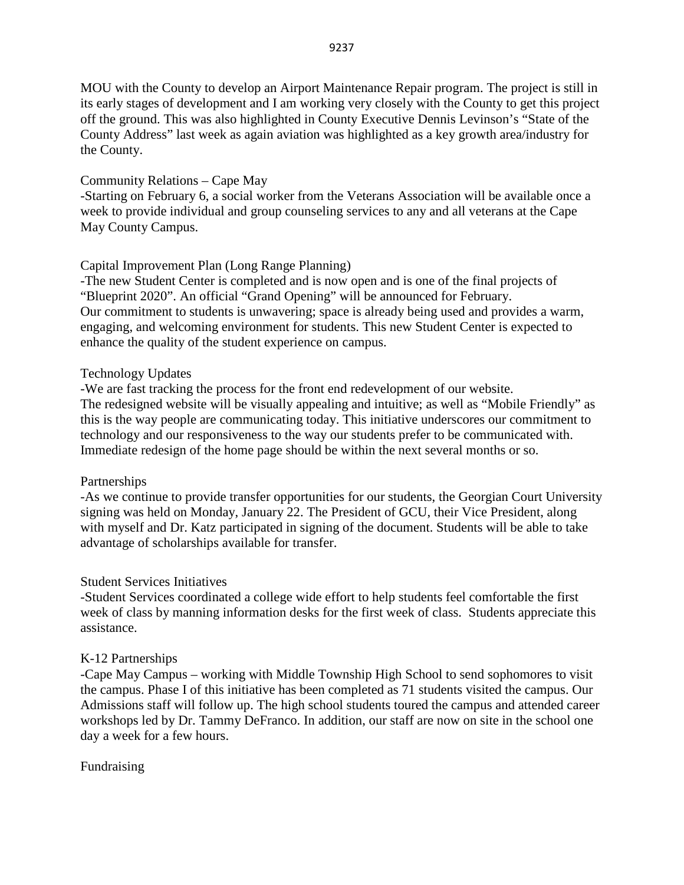MOU with the County to develop an Airport Maintenance Repair program. The project is still in its early stages of development and I am working very closely with the County to get this project off the ground. This was also highlighted in County Executive Dennis Levinson's "State of the County Address" last week as again aviation was highlighted as a key growth area/industry for the County.

Community Relations – Cape May

-Starting on February 6, a social worker from the Veterans Association will be available once a week to provide individual and group counseling services to any and all veterans at the Cape May County Campus.

Capital Improvement Plan (Long Range Planning)

-The new Student Center is completed and is now open and is one of the final projects of "Blueprint 2020". An official "Grand Opening" will be announced for February. Our commitment to students is unwavering; space is already being used and provides a warm, engaging, and welcoming environment for students. This new Student Center is expected to enhance the quality of the student experience on campus.

Technology Updates

-We are fast tracking the process for the front end redevelopment of our website. The redesigned website will be visually appealing and intuitive; as well as "Mobile Friendly" as this is the way people are communicating today. This initiative underscores our commitment to technology and our responsiveness to the way our students prefer to be communicated with. Immediate redesign of the home page should be within the next several months or so.

Partnerships

-As we continue to provide transfer opportunities for our students, the Georgian Court University signing was held on Monday, January 22. The President of GCU, their Vice President, along with myself and Dr. Katz participated in signing of the document. Students will be able to take advantage of scholarships available for transfer.

Student Services Initiatives

-Student Services coordinated a college wide effort to help students feel comfortable the first week of class by manning information desks for the first week of class. Students appreciate this assistance.

K-12 Partnerships

-Cape May Campus – working with Middle Township High School to send sophomores to visit the campus. Phase I of this initiative has been completed as 71 students visited the campus. Our Admissions staff will follow up. The high school students toured the campus and attended career workshops led by Dr. Tammy DeFranco. In addition, our staff are now on site in the school one day a week for a few hours.

Fundraising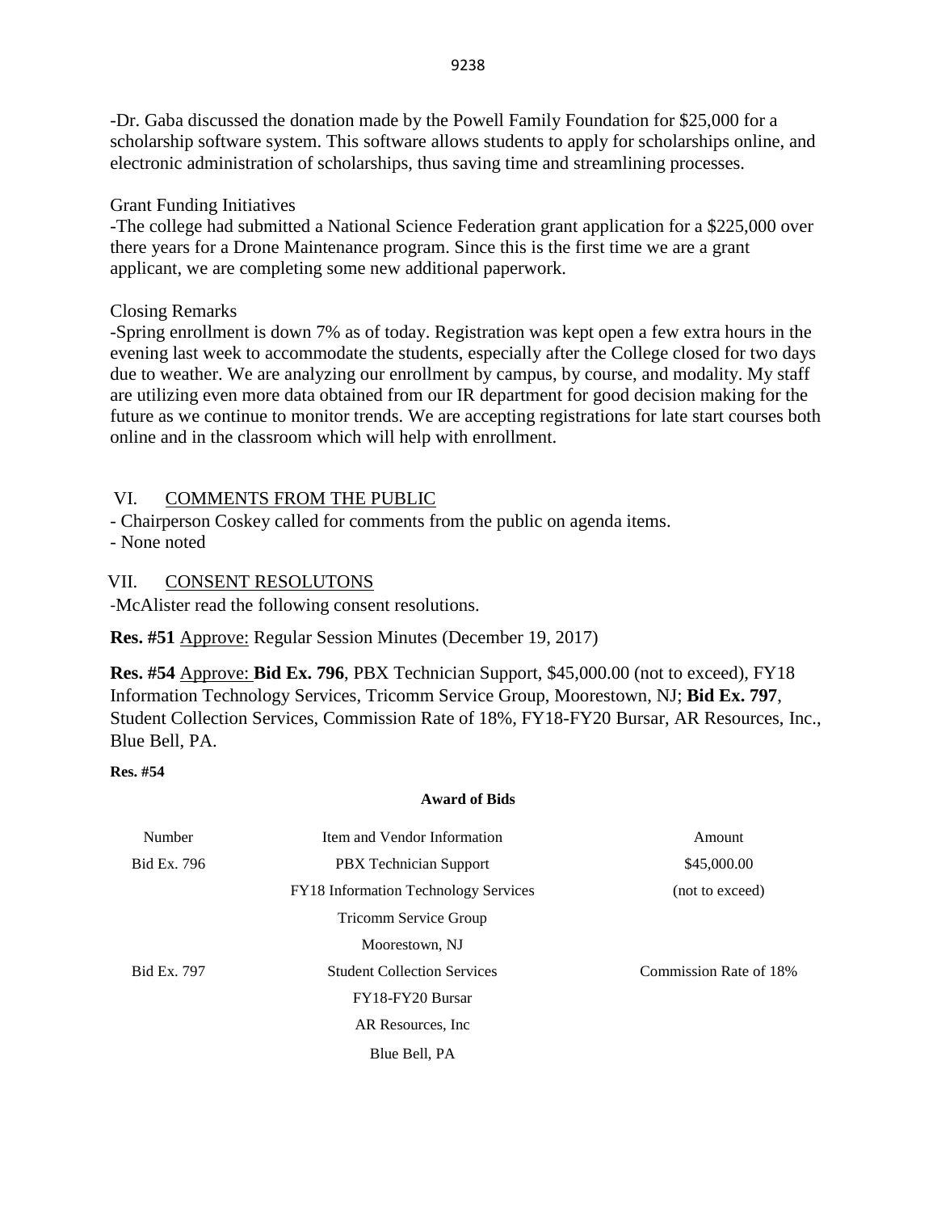-Dr. Gaba discussed the donation made by the Powell Family Foundation for $25,000 for a scholarship software system. This software allows students to apply for scholarships online, and electronic administration of scholarships, thus saving time and streamlining processes.

Grant Funding Initiatives

-The college had submitted a National Science Federation grant application for a $225,000 over there years for a Drone Maintenance program. Since this is the first time we are a grant applicant, we are completing some new additional paperwork.

Closing Remarks

-Spring enrollment is down 7% as of today. Registration was kept open a few extra hours in the evening last week to accommodate the students, especially after the College closed for two days due to weather. We are analyzing our enrollment by campus, by course, and modality. My staff are utilizing even more data obtained from our IR department for good decision making for the future as we continue to monitor trends. We are accepting registrations for late start courses both online and in the classroom which will help with enrollment.

## VI. COMMENTS FROM THE PUBLIC

- Chairperson Coskey called for comments from the public on agenda items.
- None noted

## VII. CONSENT RESOLUTONS

-McAlister read the following consent resolutions.

**Res. #51** Approve: Regular Session Minutes (December 19, 2017)

**Res. #54** Approve: **Bid Ex. 796**, PBX Technician Support, $45,000.00 (not to exceed), FY18 Information Technology Services, Tricomm Service Group, Moorestown, NJ; **Bid Ex. 797**, Student Collection Services, Commission Rate of 18%, FY18-FY20 Bursar, AR Resources, Inc., Blue Bell, PA.

**Res. #54**

**Award of Bids**

| Number | Item and Vendor Information | Amount |
|---|---|---|
| Bid Ex. 796 | PBX Technician Support | $45,000.00 |
| | FY18 Information Technology Services | (not to exceed) |
| | Tricomm Service Group | |
| | Moorestown, NJ | |
| Bid Ex. 797 | Student Collection Services | Commission Rate of 18% |
| | FY18-FY20 Bursar | |
| | AR Resources, Inc | |
| | Blue Bell, PA | |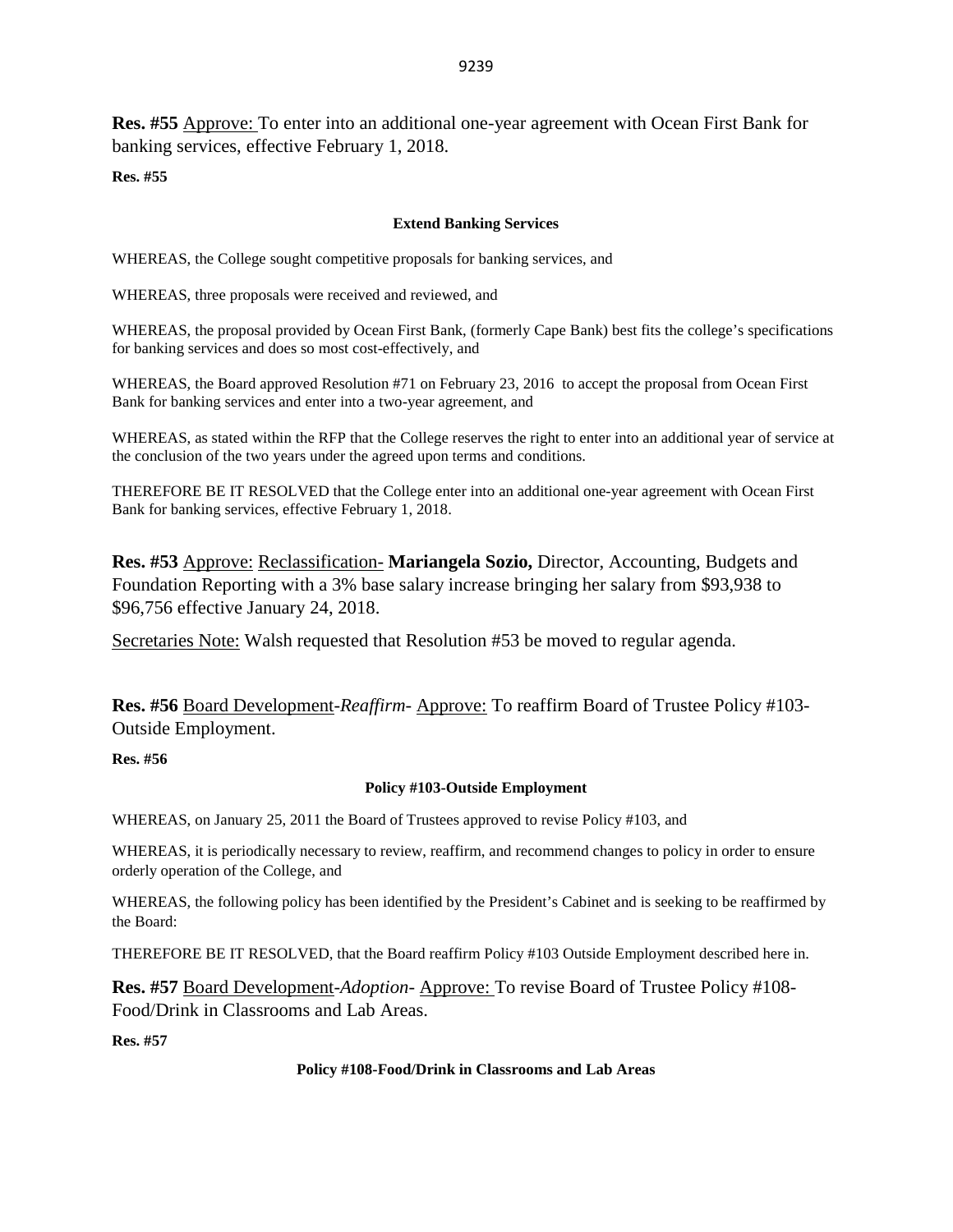**Res. #55** Approve: To enter into an additional one-year agreement with Ocean First Bank for banking services, effective February 1, 2018.

**Res. #55**

**Extend Banking Services**

WHEREAS, the College sought competitive proposals for banking services, and

WHEREAS, three proposals were received and reviewed, and

WHEREAS, the proposal provided by Ocean First Bank, (formerly Cape Bank) best fits the college's specifications for banking services and does so most cost-effectively, and

WHEREAS, the Board approved Resolution #71 on February 23, 2016 to accept the proposal from Ocean First Bank for banking services and enter into a two-year agreement, and

WHEREAS, as stated within the RFP that the College reserves the right to enter into an additional year of service at the conclusion of the two years under the agreed upon terms and conditions.

THEREFORE BE IT RESOLVED that the College enter into an additional one-year agreement with Ocean First Bank for banking services, effective February 1, 2018.

**Res. #53** Approve: Reclassification- **Mariangela Sozio,** Director, Accounting, Budgets and Foundation Reporting with a 3% base salary increase bringing her salary from $93,938 to $96,756 effective January 24, 2018.

Secretaries Note: Walsh requested that Resolution #53 be moved to regular agenda.

**Res. #56** Board Development-*Reaffirm*- Approve: To reaffirm Board of Trustee Policy #103-Outside Employment.

**Res. #56**

**Policy #103-Outside Employment**

WHEREAS, on January 25, 2011 the Board of Trustees approved to revise Policy #103, and

WHEREAS, it is periodically necessary to review, reaffirm, and recommend changes to policy in order to ensure orderly operation of the College, and

WHEREAS, the following policy has been identified by the President's Cabinet and is seeking to be reaffirmed by the Board:

THEREFORE BE IT RESOLVED, that the Board reaffirm Policy #103 Outside Employment described here in.

**Res. #57** Board Development-*Adoption*- Approve: To revise Board of Trustee Policy #108-Food/Drink in Classrooms and Lab Areas.

**Res. #57**

**Policy #108-Food/Drink in Classrooms and Lab Areas**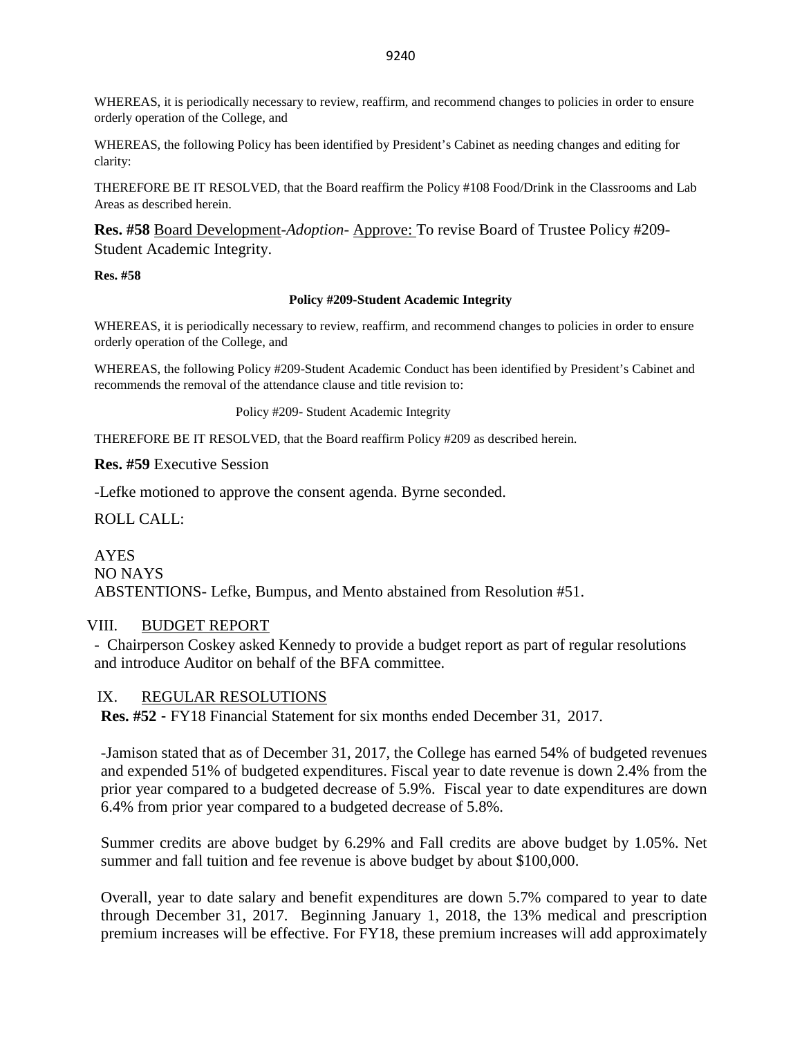WHEREAS, it is periodically necessary to review, reaffirm, and recommend changes to policies in order to ensure orderly operation of the College, and

WHEREAS, the following Policy has been identified by President's Cabinet as needing changes and editing for clarity:

THEREFORE BE IT RESOLVED, that the Board reaffirm the Policy #108 Food/Drink in the Classrooms and Lab Areas as described herein.

**Res. #58** Board Development-*Adoption*- Approve: To revise Board of Trustee Policy #209-Student Academic Integrity.

**Res. #58**

**Policy #209-Student Academic Integrity**

WHEREAS, it is periodically necessary to review, reaffirm, and recommend changes to policies in order to ensure orderly operation of the College, and

WHEREAS, the following Policy #209-Student Academic Conduct has been identified by President's Cabinet and recommends the removal of the attendance clause and title revision to:

Policy #209- Student Academic Integrity

THEREFORE BE IT RESOLVED, that the Board reaffirm Policy #209 as described herein.

**Res. #59** Executive Session

-Lefke motioned to approve the consent agenda. Byrne seconded.

ROLL CALL:

AYES
NO NAYS
ABSTENTIONS- Lefke, Bumpus, and Mento abstained from Resolution #51.

## VIII. BUDGET REPORT

- Chairperson Coskey asked Kennedy to provide a budget report as part of regular resolutions and introduce Auditor on behalf of the BFA committee.

## IX. REGULAR RESOLUTIONS

**Res. #52** - FY18 Financial Statement for six months ended December 31, 2017.

-Jamison stated that as of December 31, 2017, the College has earned 54% of budgeted revenues and expended 51% of budgeted expenditures. Fiscal year to date revenue is down 2.4% from the prior year compared to a budgeted decrease of 5.9%. Fiscal year to date expenditures are down 6.4% from prior year compared to a budgeted decrease of 5.8%.

Summer credits are above budget by 6.29% and Fall credits are above budget by 1.05%. Net summer and fall tuition and fee revenue is above budget by about $100,000.

Overall, year to date salary and benefit expenditures are down 5.7% compared to year to date through December 31, 2017. Beginning January 1, 2018, the 13% medical and prescription premium increases will be effective. For FY18, these premium increases will add approximately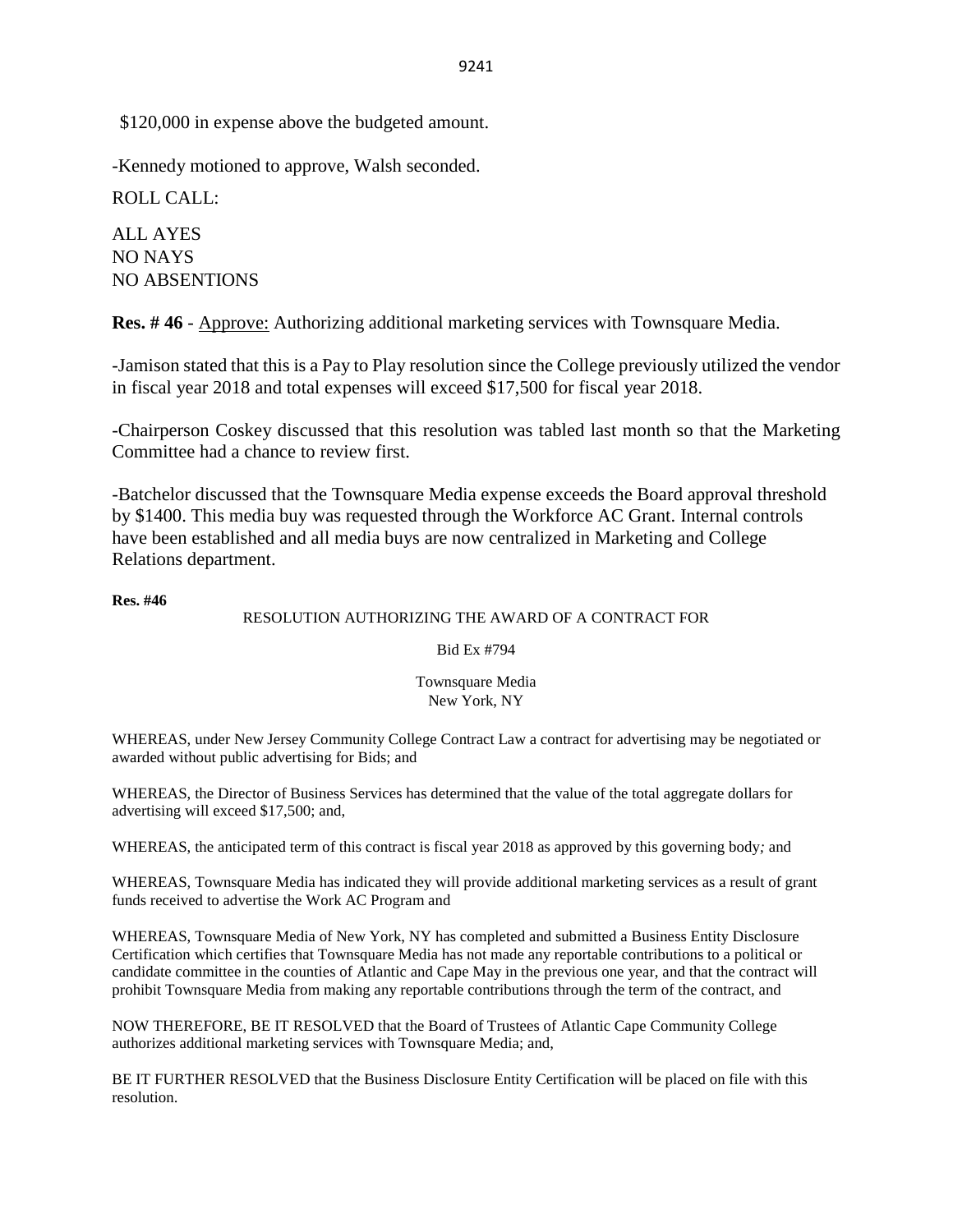$120,000 in expense above the budgeted amount.

-Kennedy motioned to approve, Walsh seconded.

ROLL CALL:

ALL AYES
NO NAYS
NO ABSENTIONS

**Res. # 46** - Approve: Authorizing additional marketing services with Townsquare Media.

-Jamison stated that this is a Pay to Play resolution since the College previously utilized the vendor in fiscal year 2018 and total expenses will exceed $17,500 for fiscal year 2018.

-Chairperson Coskey discussed that this resolution was tabled last month so that the Marketing Committee had a chance to review first.

-Batchelor discussed that the Townsquare Media expense exceeds the Board approval threshold by $1400. This media buy was requested through the Workforce AC Grant. Internal controls have been established and all media buys are now centralized in Marketing and College Relations department.

**Res. #46**

RESOLUTION AUTHORIZING THE AWARD OF A CONTRACT FOR

Bid Ex #794

Townsquare Media
New York, NY

WHEREAS, under New Jersey Community College Contract Law a contract for advertising may be negotiated or awarded without public advertising for Bids; and

WHEREAS, the Director of Business Services has determined that the value of the total aggregate dollars for advertising will exceed $17,500; and,

WHEREAS, the anticipated term of this contract is fiscal year 2018 as approved by this governing body; and

WHEREAS, Townsquare Media has indicated they will provide additional marketing services as a result of grant funds received to advertise the Work AC Program and

WHEREAS, Townsquare Media of New York, NY has completed and submitted a Business Entity Disclosure Certification which certifies that Townsquare Media has not made any reportable contributions to a political or candidate committee in the counties of Atlantic and Cape May in the previous one year, and that the contract will prohibit Townsquare Media from making any reportable contributions through the term of the contract, and

NOW THEREFORE, BE IT RESOLVED that the Board of Trustees of Atlantic Cape Community College authorizes additional marketing services with Townsquare Media; and,

BE IT FURTHER RESOLVED that the Business Disclosure Entity Certification will be placed on file with this resolution.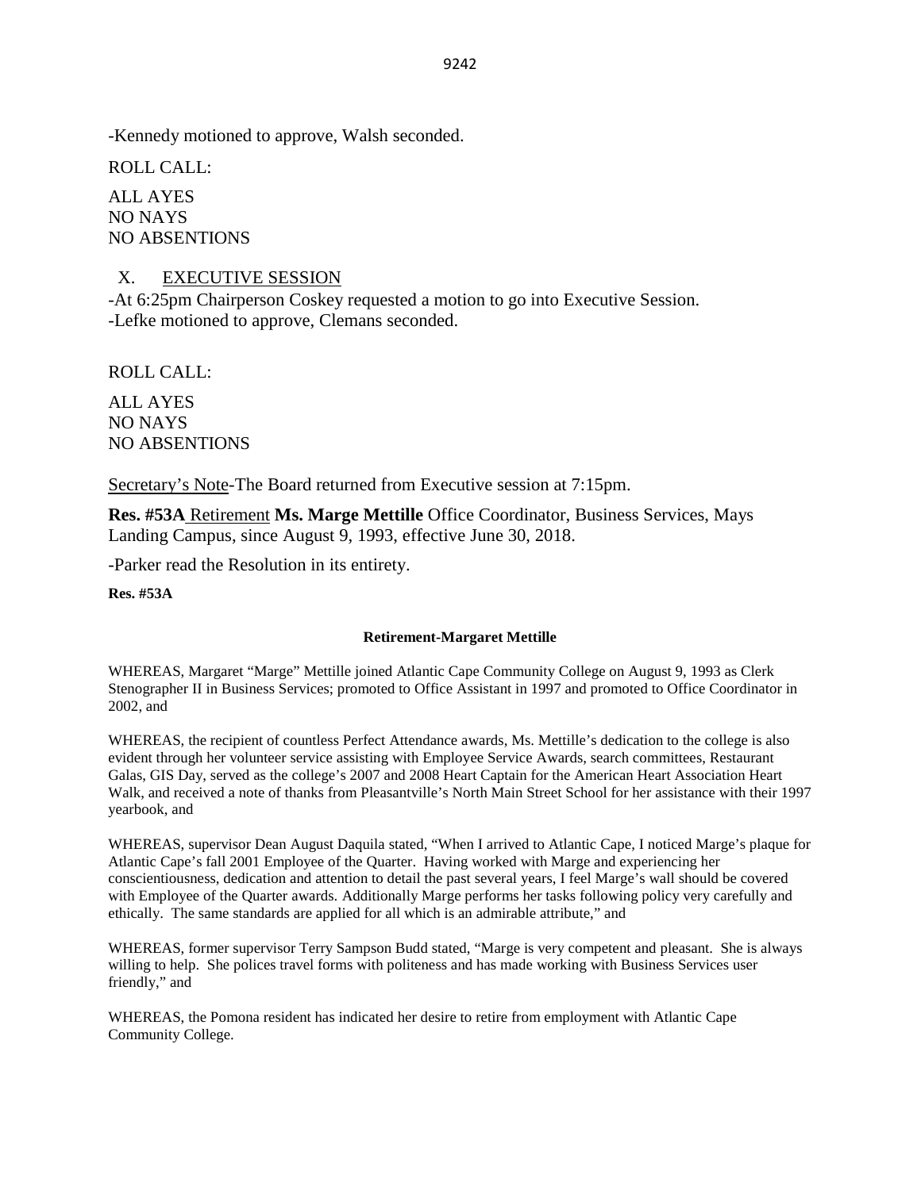-Kennedy motioned to approve, Walsh seconded.

ROLL CALL:

ALL AYES
NO NAYS
NO ABSENTIONS

## X. EXECUTIVE SESSION

-At 6:25pm Chairperson Coskey requested a motion to go into Executive Session.
-Lefke motioned to approve, Clemans seconded.

ROLL CALL:

ALL AYES
NO NAYS
NO ABSENTIONS

Secretary's Note-The Board returned from Executive session at 7:15pm.

**Res. #53A** Retirement **Ms. Marge Mettille** Office Coordinator, Business Services, Mays Landing Campus, since August 9, 1993, effective June 30, 2018.

-Parker read the Resolution in its entirety.

**Res. #53A**

**Retirement-Margaret Mettille**

WHEREAS, Margaret "Marge" Mettille joined Atlantic Cape Community College on August 9, 1993 as Clerk Stenographer II in Business Services; promoted to Office Assistant in 1997 and promoted to Office Coordinator in 2002, and

WHEREAS, the recipient of countless Perfect Attendance awards, Ms. Mettille's dedication to the college is also evident through her volunteer service assisting with Employee Service Awards, search committees, Restaurant Galas, GIS Day, served as the college's 2007 and 2008 Heart Captain for the American Heart Association Heart Walk, and received a note of thanks from Pleasantville's North Main Street School for her assistance with their 1997 yearbook, and

WHEREAS, supervisor Dean August Daquila stated, "When I arrived to Atlantic Cape, I noticed Marge's plaque for Atlantic Cape's fall 2001 Employee of the Quarter. Having worked with Marge and experiencing her conscientiousness, dedication and attention to detail the past several years, I feel Marge's wall should be covered with Employee of the Quarter awards. Additionally Marge performs her tasks following policy very carefully and ethically. The same standards are applied for all which is an admirable attribute," and

WHEREAS, former supervisor Terry Sampson Budd stated, "Marge is very competent and pleasant. She is always willing to help. She polices travel forms with politeness and has made working with Business Services user friendly," and

WHEREAS, the Pomona resident has indicated her desire to retire from employment with Atlantic Cape Community College.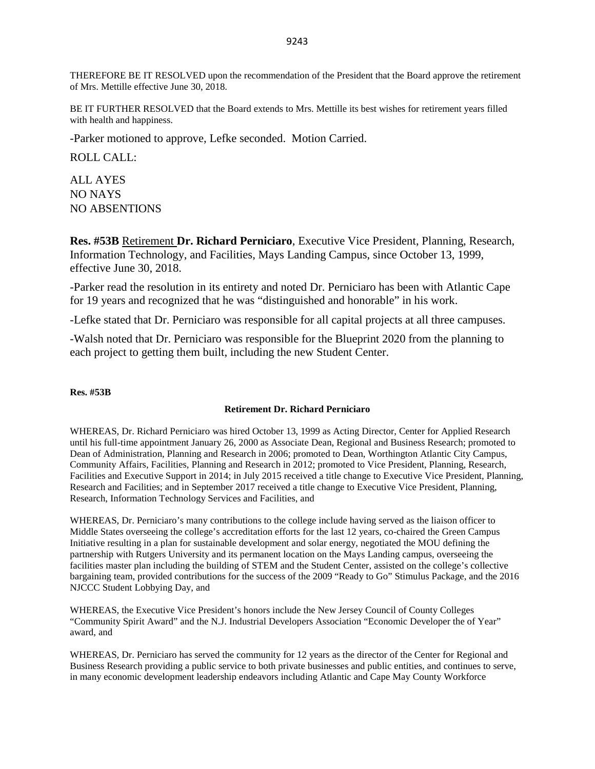THEREFORE BE IT RESOLVED upon the recommendation of the President that the Board approve the retirement of Mrs. Mettille effective June 30, 2018.

BE IT FURTHER RESOLVED that the Board extends to Mrs. Mettille its best wishes for retirement years filled with health and happiness.

-Parker motioned to approve, Lefke seconded. Motion Carried.

ROLL CALL:

ALL AYES
NO NAYS
NO ABSENTIONS

**Res. #53B** Retirement **Dr. Richard Perniciaro**, Executive Vice President, Planning, Research, Information Technology, and Facilities, Mays Landing Campus, since October 13, 1999, effective June 30, 2018.

-Parker read the resolution in its entirety and noted Dr. Perniciaro has been with Atlantic Cape for 19 years and recognized that he was "distinguished and honorable" in his work.

-Lefke stated that Dr. Perniciaro was responsible for all capital projects at all three campuses.

-Walsh noted that Dr. Perniciaro was responsible for the Blueprint 2020 from the planning to each project to getting them built, including the new Student Center.

**Res. #53B**

**Retirement Dr. Richard Perniciaro**

WHEREAS, Dr. Richard Perniciaro was hired October 13, 1999 as Acting Director, Center for Applied Research until his full-time appointment January 26, 2000 as Associate Dean, Regional and Business Research; promoted to Dean of Administration, Planning and Research in 2006; promoted to Dean, Worthington Atlantic City Campus, Community Affairs, Facilities, Planning and Research in 2012; promoted to Vice President, Planning, Research, Facilities and Executive Support in 2014; in July 2015 received a title change to Executive Vice President, Planning, Research and Facilities; and in September 2017 received a title change to Executive Vice President, Planning, Research, Information Technology Services and Facilities, and

WHEREAS, Dr. Perniciaro's many contributions to the college include having served as the liaison officer to Middle States overseeing the college's accreditation efforts for the last 12 years, co-chaired the Green Campus Initiative resulting in a plan for sustainable development and solar energy, negotiated the MOU defining the partnership with Rutgers University and its permanent location on the Mays Landing campus, overseeing the facilities master plan including the building of STEM and the Student Center, assisted on the college's collective bargaining team, provided contributions for the success of the 2009 "Ready to Go" Stimulus Package, and the 2016 NJCCC Student Lobbying Day, and

WHEREAS, the Executive Vice President's honors include the New Jersey Council of County Colleges "Community Spirit Award" and the N.J. Industrial Developers Association "Economic Developer the of Year" award, and

WHEREAS, Dr. Perniciaro has served the community for 12 years as the director of the Center for Regional and Business Research providing a public service to both private businesses and public entities, and continues to serve, in many economic development leadership endeavors including Atlantic and Cape May County Workforce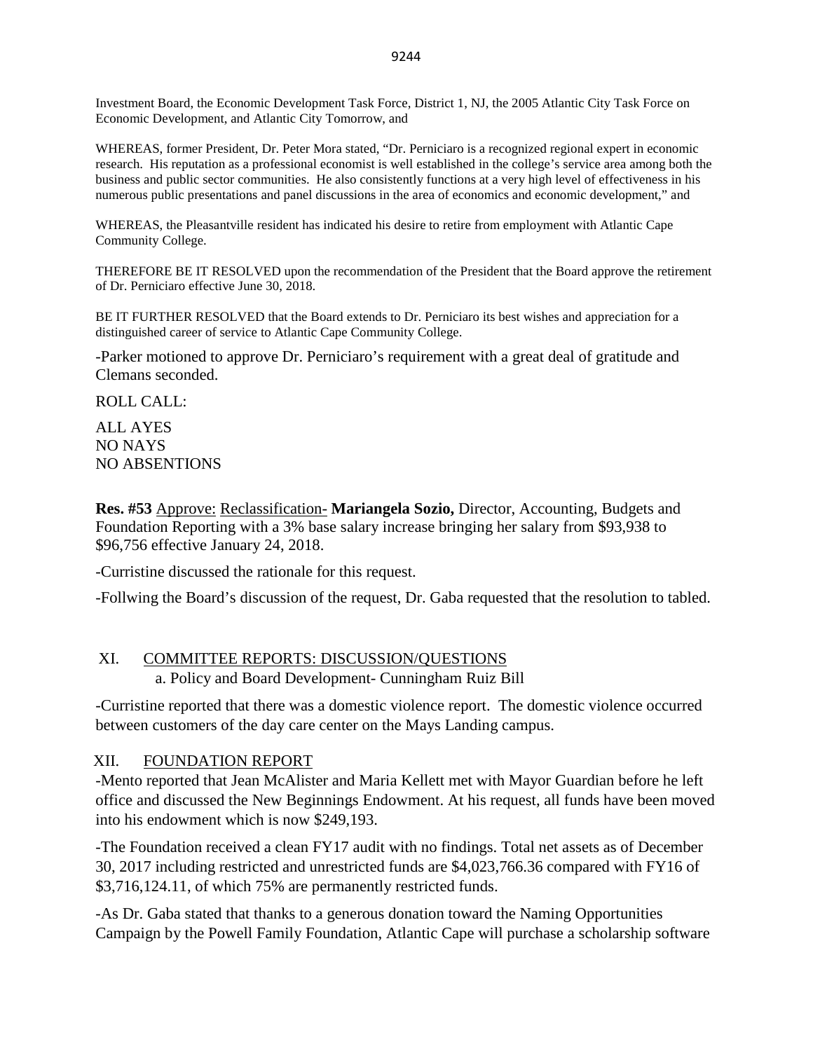Investment Board, the Economic Development Task Force, District 1, NJ, the 2005 Atlantic City Task Force on Economic Development, and Atlantic City Tomorrow, and

WHEREAS, former President, Dr. Peter Mora stated, "Dr. Perniciaro is a recognized regional expert in economic research. His reputation as a professional economist is well established in the college's service area among both the business and public sector communities. He also consistently functions at a very high level of effectiveness in his numerous public presentations and panel discussions in the area of economics and economic development," and

WHEREAS, the Pleasantville resident has indicated his desire to retire from employment with Atlantic Cape Community College.

THEREFORE BE IT RESOLVED upon the recommendation of the President that the Board approve the retirement of Dr. Perniciaro effective June 30, 2018.

BE IT FURTHER RESOLVED that the Board extends to Dr. Perniciaro its best wishes and appreciation for a distinguished career of service to Atlantic Cape Community College.

-Parker motioned to approve Dr. Perniciaro's requirement with a great deal of gratitude and Clemans seconded.

ROLL CALL:

ALL AYES
NO NAYS
NO ABSENTIONS

**Res. #53** Approve: Reclassification- **Mariangela Sozio,** Director, Accounting, Budgets and Foundation Reporting with a 3% base salary increase bringing her salary from \$93,938 to \$96,756 effective January 24, 2018.

-Curristine discussed the rationale for this request.

-Follwing the Board's discussion of the request, Dr. Gaba requested that the resolution to tabled.

## XI. COMMITTEE REPORTS: DISCUSSION/QUESTIONS

a. Policy and Board Development- Cunningham Ruiz Bill

-Curristine reported that there was a domestic violence report. The domestic violence occurred between customers of the day care center on the Mays Landing campus.

## XII. FOUNDATION REPORT

-Mento reported that Jean McAlister and Maria Kellett met with Mayor Guardian before he left office and discussed the New Beginnings Endowment. At his request, all funds have been moved into his endowment which is now \$249,193.

-The Foundation received a clean FY17 audit with no findings. Total net assets as of December 30, 2017 including restricted and unrestricted funds are \$4,023,766.36 compared with FY16 of \$3,716,124.11, of which 75% are permanently restricted funds.

-As Dr. Gaba stated that thanks to a generous donation toward the Naming Opportunities Campaign by the Powell Family Foundation, Atlantic Cape will purchase a scholarship software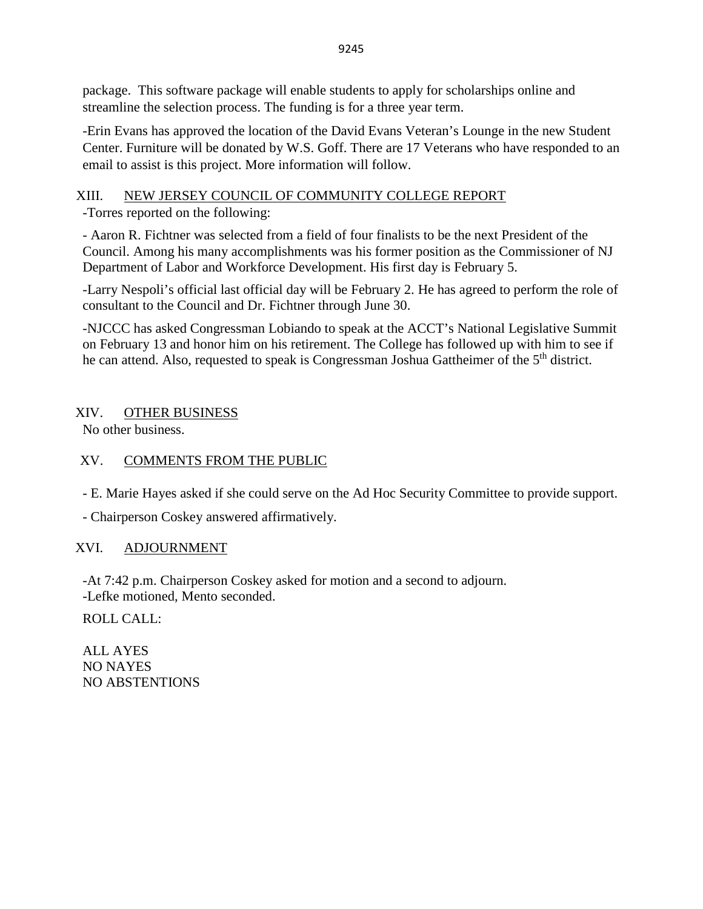package. This software package will enable students to apply for scholarships online and streamline the selection process. The funding is for a three year term.

-Erin Evans has approved the location of the David Evans Veteran's Lounge in the new Student Center. Furniture will be donated by W.S. Goff. There are 17 Veterans who have responded to an email to assist is this project. More information will follow.

## XIII. NEW JERSEY COUNCIL OF COMMUNITY COLLEGE REPORT

-Torres reported on the following:

- Aaron R. Fichtner was selected from a field of four finalists to be the next President of the Council. Among his many accomplishments was his former position as the Commissioner of NJ Department of Labor and Workforce Development. His first day is February 5.

-Larry Nespoli's official last official day will be February 2. He has agreed to perform the role of consultant to the Council and Dr. Fichtner through June 30.

-NJCCC has asked Congressman Lobiando to speak at the ACCT's National Legislative Summit on February 13 and honor him on his retirement. The College has followed up with him to see if he can attend. Also, requested to speak is Congressman Joshua Gattheimer of the 5th district.

## XIV. OTHER BUSINESS

No other business.

## XV. COMMENTS FROM THE PUBLIC

- E. Marie Hayes asked if she could serve on the Ad Hoc Security Committee to provide support.

- Chairperson Coskey answered affirmatively.

## XVI. ADJOURNMENT

-At 7:42 p.m. Chairperson Coskey asked for motion and a second to adjourn.
-Lefke motioned, Mento seconded.

ROLL CALL:

ALL AYES
NO NAYES
NO ABSTENTIONS